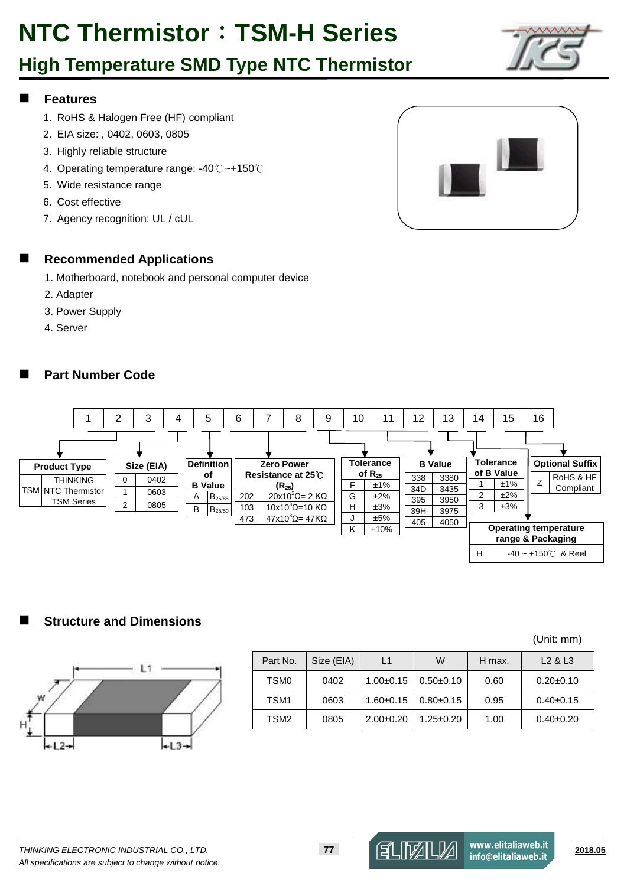# NTC Thermistor：TSM-H Series

## High Temperature SMD Type NTC Thermistor

### Features

1. RoHS & Halogen Free (HF) compliant
2. EIA size: , 0402, 0603, 0805
3. Highly reliable structure
4. Operating temperature range: -40℃~+150℃
5. Wide resistance range
6. Cost effective
7. Agency recognition: UL / cUL

### Recommended Applications

1. Motherboard, notebook and personal computer device
2. Adapter
3. Power Supply
4. Server

### Part Number Code

| 1 | 2 | 3 | 4 | 5 | 6 | 7 | 8 | 9 | 10 | 11 | 12 | 13 | 14 | 15 | 16 |
|---|---|---|---|---|---|---|---|---|---|---|---|---|---|---|---|

**Product Type** (digits 1–3)

| Code | Description |
|---|---|
| TSM | THINKING NTC Thermistor TSM Series |

**Size (EIA)** (digit 4)

| Code | Size |
|---|---|
| 0 | 0402 |
| 1 | 0603 |
| 2 | 0805 |

**Definition of B Value** (digit 5)

| Code | Definition |
|---|---|
| A | $B_{25/85}$ |
| B | $B_{25/50}$ |

**Zero Power Resistance at 25℃ ($R_{25}$)** (digits 6–8)

| Code | Resistance |
|---|---|
| 202 | $20 \times 10^2 \Omega$ = 2 KΩ |
| 103 | $10 \times 10^3 \Omega$ = 10 KΩ |
| 473 | $47 \times 10^3 \Omega$ = 47KΩ |

**Tolerance of $R_{25}$** (digit 9)

| Code | Tolerance |
|---|---|
| F | ±1% |
| G | ±2% |
| H | ±3% |
| J | ±5% |
| K | ±10% |

**B Value** (digits 10–12)

| Code | B Value |
|---|---|
| 338 | 3380 |
| 34D | 3435 |
| 395 | 3950 |
| 39H | 3975 |
| 405 | 4050 |

**Tolerance of B Value** (digit 13)

| Code | Tolerance |
|---|---|
| 1 | ±1% |
| 2 | ±2% |
| 3 | ±3% |

**Operating temperature range & Packaging** (digit 14)

| Code | Description |
|---|---|
| H | -40 ~ +150℃ & Reel |

**Optional Suffix** (digits 15–16)

| Code | Description |
|---|---|
| Z | RoHS & HF Compliant |

### Structure and Dimensions

(Unit: mm)

| Part No. | Size (EIA) | L1 | W | H max. | L2 & L3 |
|---|---|---|---|---|---|
| TSM0 | 0402 | 1.00±0.15 | 0.50±0.10 | 0.60 | 0.20±0.10 |
| TSM1 | 0603 | 1.60±0.15 | 0.80±0.15 | 0.95 | 0.40±0.15 |
| TSM2 | 0805 | 2.00±0.20 | 1.25±0.20 | 1.00 | 0.40±0.20 |

*THINKING ELECTRONIC INDUSTRIAL CO., LTD.*
*All specifications are subject to change without notice.*

2018.05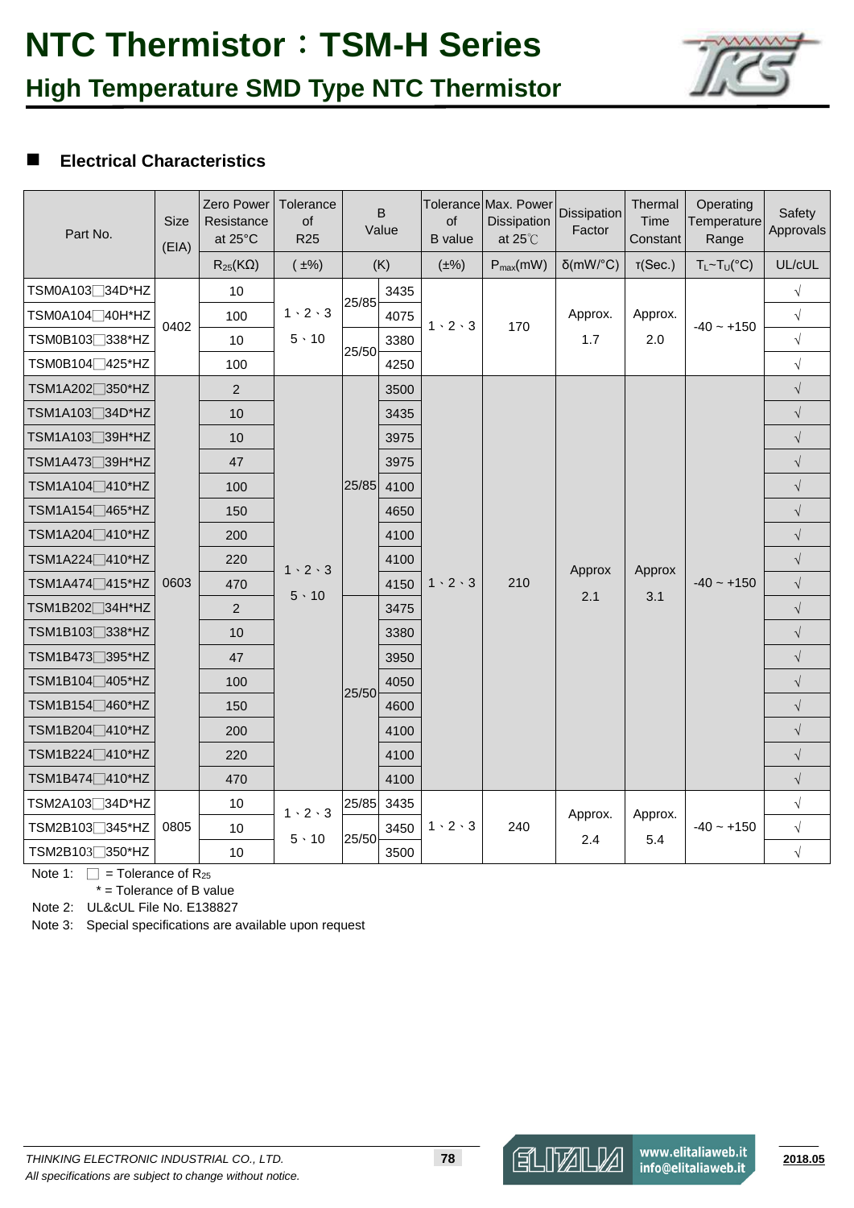# NTC Thermistor：TSM-H Series

## High Temperature SMD Type NTC Thermistor

### Electrical Characteristics

| Part No. | Size (EIA) | Zero Power Resistance at 25°C | Tolerance of R25 | B Value | | Tolerance of B value | Max. Power Dissipation at 25℃ | Dissipation Factor | Thermal Time Constant | Operating Temperature Range | Safety Approvals |
|---|---|---|---|---|---|---|---|---|---|---|---|
| | | $R_{25}$(KΩ) | (±%) | (K) | | (±%) | $P_{max}$(mW) | δ(mW/°C) | τ(Sec.) | $T_L$~$T_U$(°C) | UL/cUL |
| TSM0A103□34D*HZ | 0402 | 10 | 1、2、3 5、10 | 25/85 | 3435 | 1、2、3 | 170 | Approx. 1.7 | Approx. 2.0 | -40 ~ +150 | √ |
| TSM0A104□40H*HZ | 0402 | 100 | 1、2、3 5、10 | 25/85 | 4075 | 1、2、3 | 170 | Approx. 1.7 | Approx. 2.0 | -40 ~ +150 | √ |
| TSM0B103□338*HZ | 0402 | 10 | 1、2、3 5、10 | 25/50 | 3380 | 1、2、3 | 170 | Approx. 1.7 | Approx. 2.0 | -40 ~ +150 | √ |
| TSM0B104□425*HZ | 0402 | 100 | 1、2、3 5、10 | 25/50 | 4250 | 1、2、3 | 170 | Approx. 1.7 | Approx. 2.0 | -40 ~ +150 | √ |
| TSM1A202□350*HZ | 0603 | 2 | 1、2、3 5、10 | 25/85 | 3500 | 1、2、3 | 210 | Approx 2.1 | Approx 3.1 | -40 ~ +150 | √ |
| TSM1A103□34D*HZ | 0603 | 10 | 1、2、3 5、10 | 25/85 | 3435 | 1、2、3 | 210 | Approx 2.1 | Approx 3.1 | -40 ~ +150 | √ |
| TSM1A103□39H*HZ | 0603 | 10 | 1、2、3 5、10 | 25/85 | 3975 | 1、2、3 | 210 | Approx 2.1 | Approx 3.1 | -40 ~ +150 | √ |
| TSM1A473□39H*HZ | 0603 | 47 | 1、2、3 5、10 | 25/85 | 3975 | 1、2、3 | 210 | Approx 2.1 | Approx 3.1 | -40 ~ +150 | √ |
| TSM1A104□410*HZ | 0603 | 100 | 1、2、3 5、10 | 25/85 | 4100 | 1、2、3 | 210 | Approx 2.1 | Approx 3.1 | -40 ~ +150 | √ |
| TSM1A154□465*HZ | 0603 | 150 | 1、2、3 5、10 | 25/85 | 4650 | 1、2、3 | 210 | Approx 2.1 | Approx 3.1 | -40 ~ +150 | √ |
| TSM1A204□410*HZ | 0603 | 200 | 1、2、3 5、10 | 25/85 | 4100 | 1、2、3 | 210 | Approx 2.1 | Approx 3.1 | -40 ~ +150 | √ |
| TSM1A224□410*HZ | 0603 | 220 | 1、2、3 5、10 | 25/85 | 4100 | 1、2、3 | 210 | Approx 2.1 | Approx 3.1 | -40 ~ +150 | √ |
| TSM1A474□415*HZ | 0603 | 470 | 1、2、3 5、10 | 25/85 | 4150 | 1、2、3 | 210 | Approx 2.1 | Approx 3.1 | -40 ~ +150 | √ |
| TSM1B202□34H*HZ | 0603 | 2 | 1、2、3 5、10 | 25/50 | 3475 | 1、2、3 | 210 | Approx 2.1 | Approx 3.1 | -40 ~ +150 | √ |
| TSM1B103□338*HZ | 0603 | 10 | 1、2、3 5、10 | 25/50 | 3380 | 1、2、3 | 210 | Approx 2.1 | Approx 3.1 | -40 ~ +150 | √ |
| TSM1B473□395*HZ | 0603 | 47 | 1、2、3 5、10 | 25/50 | 3950 | 1、2、3 | 210 | Approx 2.1 | Approx 3.1 | -40 ~ +150 | √ |
| TSM1B104□405*HZ | 0603 | 100 | 1、2、3 5、10 | 25/50 | 4050 | 1、2、3 | 210 | Approx 2.1 | Approx 3.1 | -40 ~ +150 | √ |
| TSM1B154□460*HZ | 0603 | 150 | 1、2、3 5、10 | 25/50 | 4600 | 1、2、3 | 210 | Approx 2.1 | Approx 3.1 | -40 ~ +150 | √ |
| TSM1B204□410*HZ | 0603 | 200 | 1、2、3 5、10 | 25/50 | 4100 | 1、2、3 | 210 | Approx 2.1 | Approx 3.1 | -40 ~ +150 | √ |
| TSM1B224□410*HZ | 0603 | 220 | 1、2、3 5、10 | 25/50 | 4100 | 1、2、3 | 210 | Approx 2.1 | Approx 3.1 | -40 ~ +150 | √ |
| TSM1B474□410*HZ | 0603 | 470 | 1、2、3 5、10 | 25/50 | 4100 | 1、2、3 | 210 | Approx 2.1 | Approx 3.1 | -40 ~ +150 | √ |
| TSM2A103□34D*HZ | 0805 | 10 | 1、2、3 5、10 | 25/85 | 3435 | 1、2、3 | 240 | Approx. 2.4 | Approx. 5.4 | -40 ~ +150 | √ |
| TSM2B103□345*HZ | 0805 | 10 | 1、2、3 5、10 | 25/50 | 3450 | 1、2、3 | 240 | Approx. 2.4 | Approx. 5.4 | -40 ~ +150 | √ |
| TSM2B103□350*HZ | 0805 | 10 | 1、2、3 5、10 | 25/50 | 3500 | 1、2、3 | 240 | Approx. 2.4 | Approx. 5.4 | -40 ~ +150 | √ |

Note 1: □ = Tolerance of $R_{25}$

\* = Tolerance of B value

Note 2: UL&cUL File No. E138827

Note 3: Special specifications are available upon request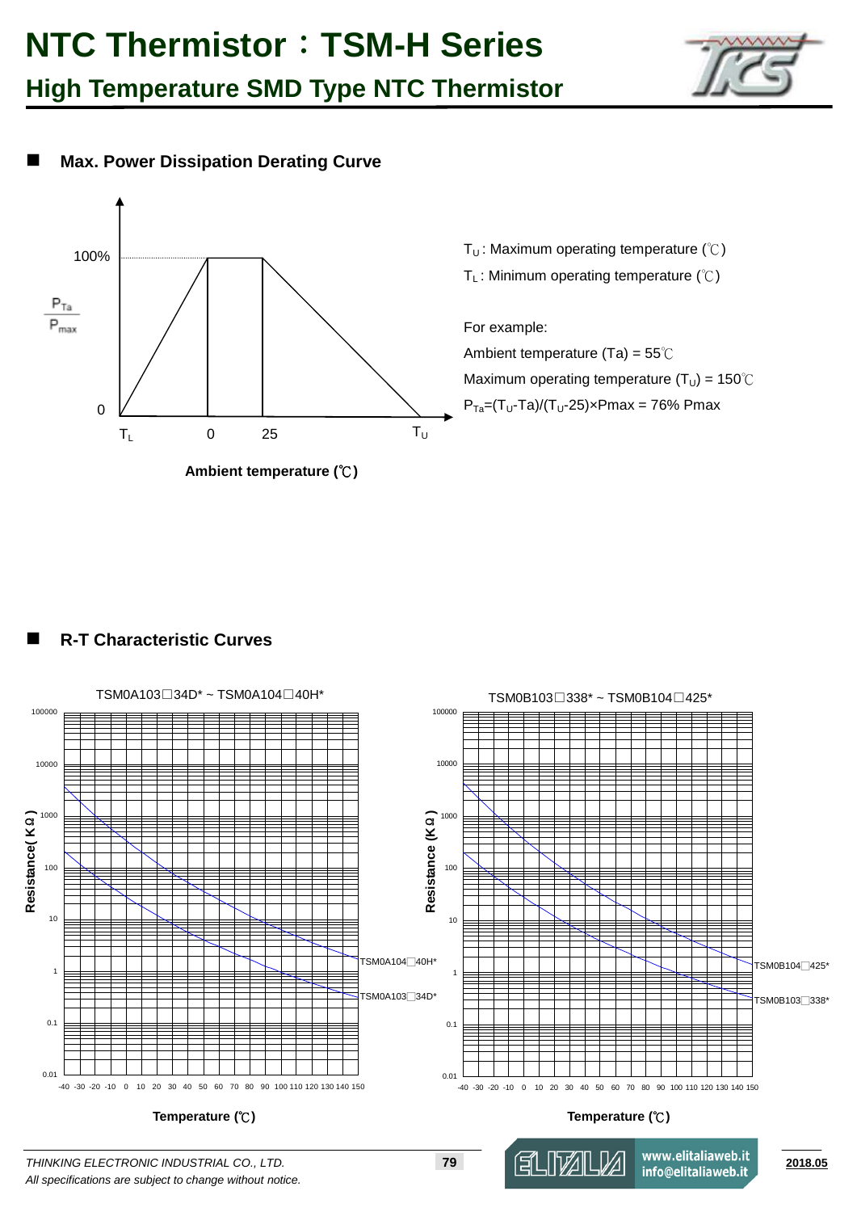# NTC Thermistor：TSM-H Series

## High Temperature SMD Type NTC Thermistor

### Max. Power Dissipation Derating Curve

$T_U$ : Maximum operating temperature (℃)

$T_L$ : Minimum operating temperature (℃)

For example:

Ambient temperature (Ta) = 55℃

Maximum operating temperature ($T_U$) = 150℃

$P_{Ta}$=($T_U$-Ta)/($T_U$-25)×Pmax = 76% Pmax

Ambient temperature (℃)

### R-T Characteristic Curves

TSM0A103□34D* ~ TSM0A104□40H*

TSM0B103□338* ~ TSM0B104□425*

Temperature (℃)

*THINKING ELECTRONIC INDUSTRIAL CO., LTD.*

*All specifications are subject to change without notice.*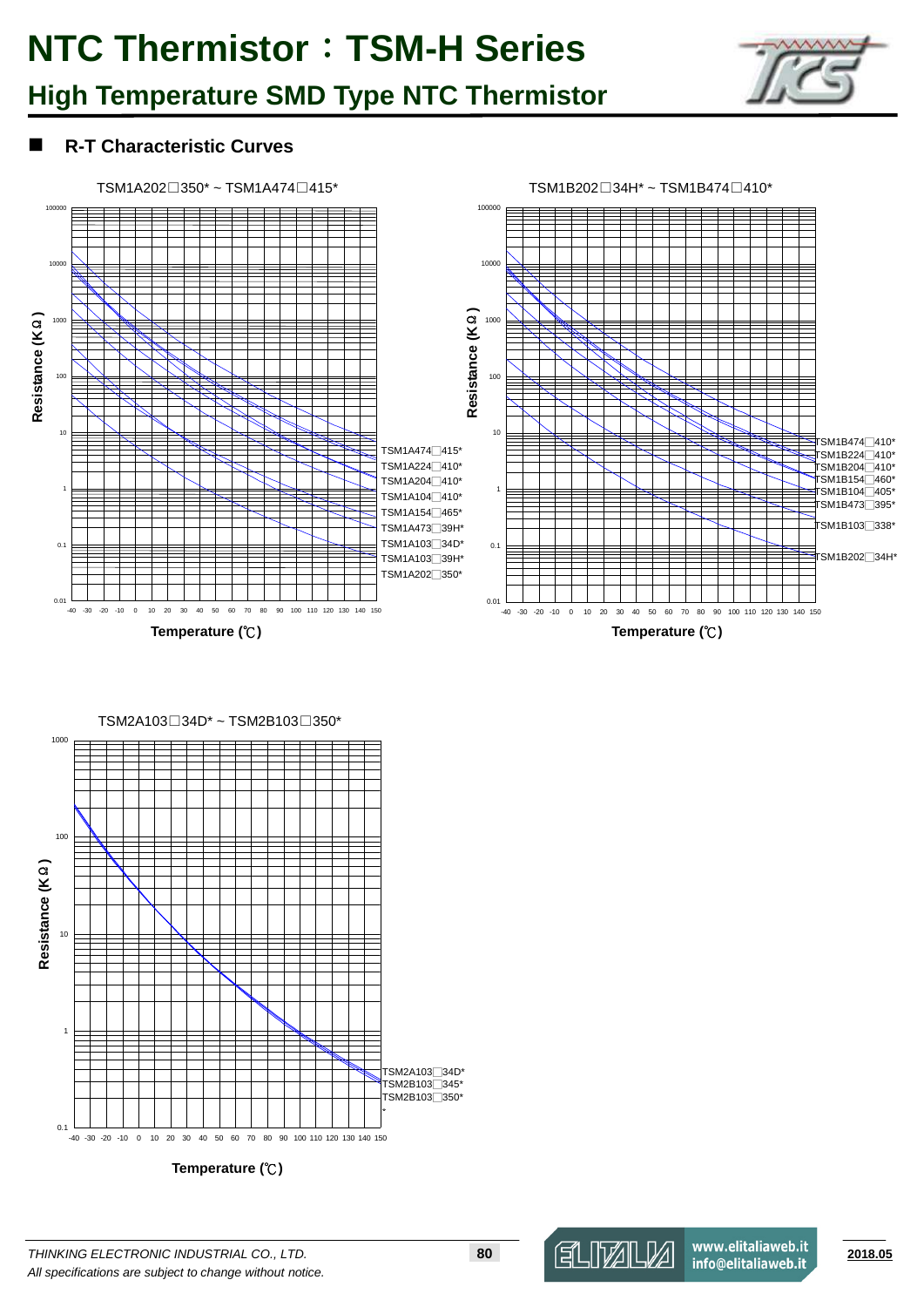# NTC Thermistor：TSM-H Series

## High Temperature SMD Type NTC Thermistor

### R-T Characteristic Curves

TSM1A202□350* ~ TSM1A474□415*

Resistance (KΩ) vs Temperature (℃)

TSM1A474□415*
TSM1A224□410*
TSM1A204□410*
TSM1A104□410*
TSM1A154□465*
TSM1A473□39H*
TSM1A103□34D*
TSM1A103□39H*
TSM1A202□350*

TSM1B202□34H* ~ TSM1B474□410*

Resistance (KΩ) vs Temperature (℃)

TSM1B474□410*
TSM1B224□410*
TSM1B204□410*
TSM1B154□460*
TSM1B104□405*
TSM1B473□395*
TSM1B103□338*
TSM1B202□34H*

TSM2A103□34D* ~ TSM2B103□350*

Resistance (KΩ) vs Temperature (℃)

TSM2A103□34D*
TSM2B103□345*
TSM2B103□350*

*THINKING ELECTRONIC INDUSTRIAL CO., LTD.*
*All specifications are subject to change without notice.*

www.elitaliaweb.it
info@elitaliaweb.it

2018.05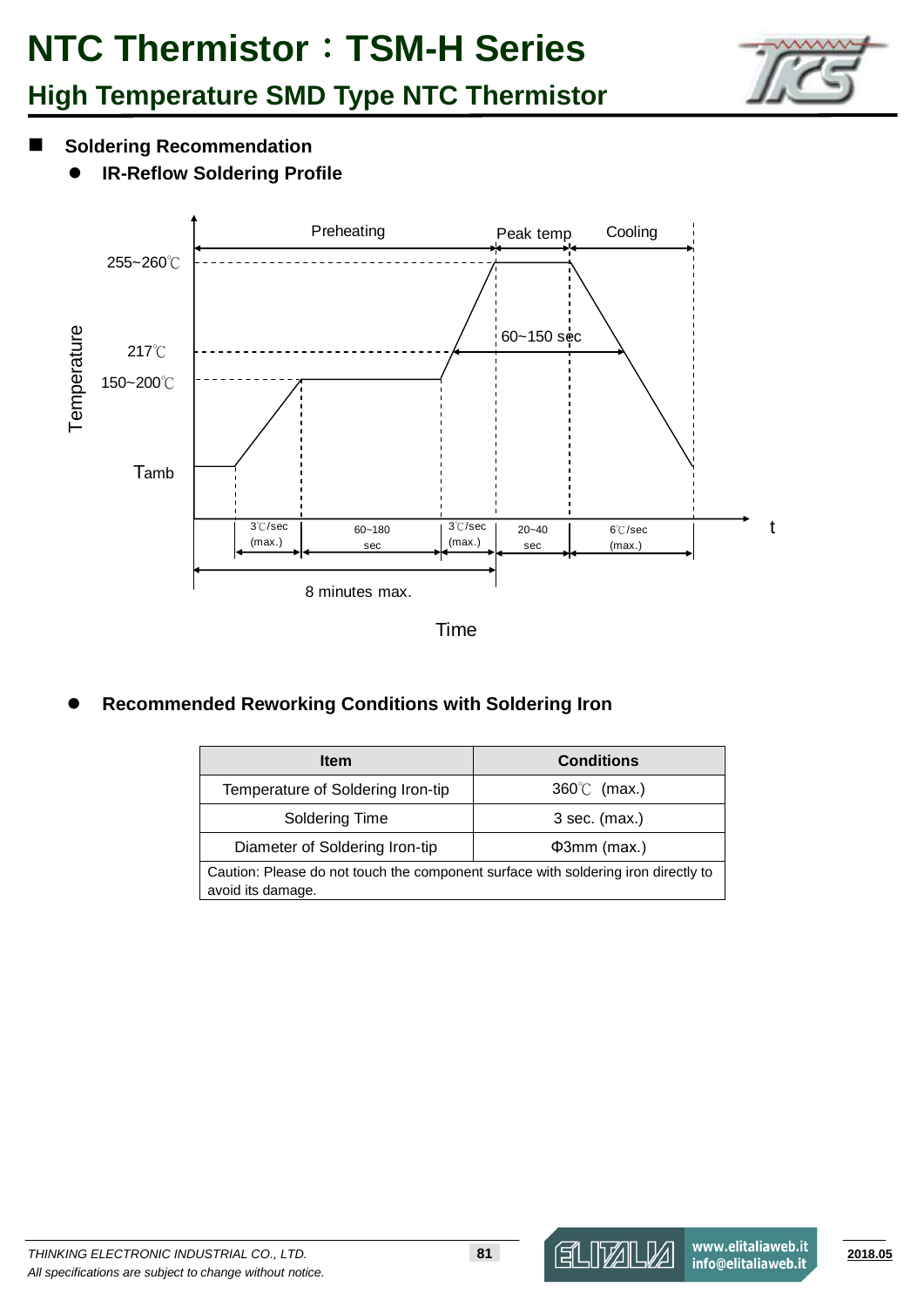# NTC Thermistor：TSM-H Series

## High Temperature SMD Type NTC Thermistor

### Soldering Recommendation

- **IR-Reflow Soldering Profile**

Preheating — Peak temp — Cooling

255~260℃

217℃

60~150 sec

150~200℃

Temperature

Tamb

3℃/sec (max.) | 60~180 sec | 3℃/sec (max.) | 20~40 sec | 6℃/sec (max.)

t

8 minutes max.

Time

- **Recommended Reworking Conditions with Soldering Iron**

| Item | Conditions |
| --- | --- |
| Temperature of Soldering Iron-tip | 360℃ (max.) |
| Soldering Time | 3 sec. (max.) |
| Diameter of Soldering Iron-tip | Φ3mm (max.) |
| Caution: Please do not touch the component surface with soldering iron directly to avoid its damage. | |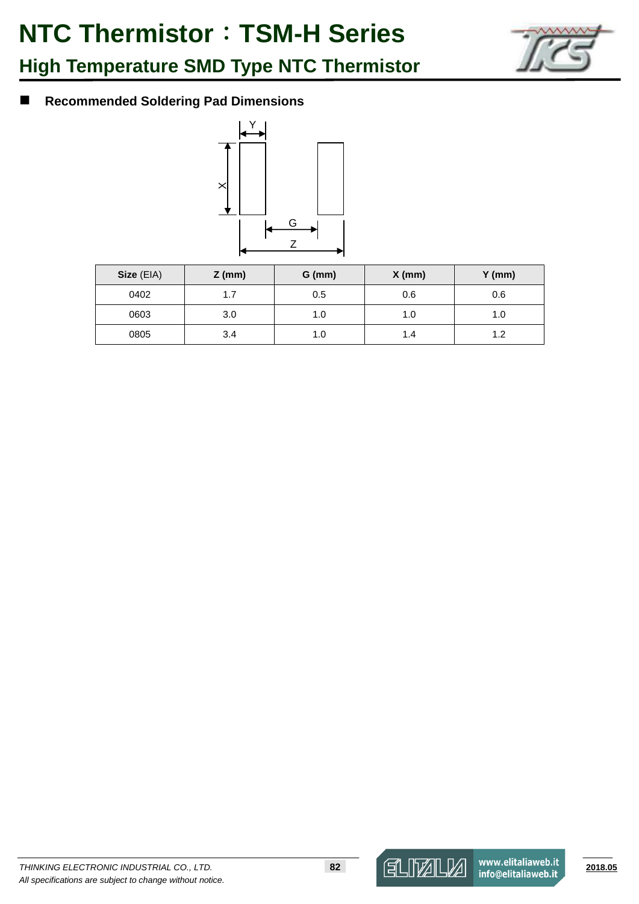# NTC Thermistor：TSM-H Series

## High Temperature SMD Type NTC Thermistor

### Recommended Soldering Pad Dimensions

| **Size** (EIA) | **Z (mm)** | **G (mm)** | **X (mm)** | **Y (mm)** |
|---|---|---|---|---|
| 0402 | 1.7 | 0.5 | 0.6 | 0.6 |
| 0603 | 3.0 | 1.0 | 1.0 | 1.0 |
| 0805 | 3.4 | 1.0 | 1.4 | 1.2 |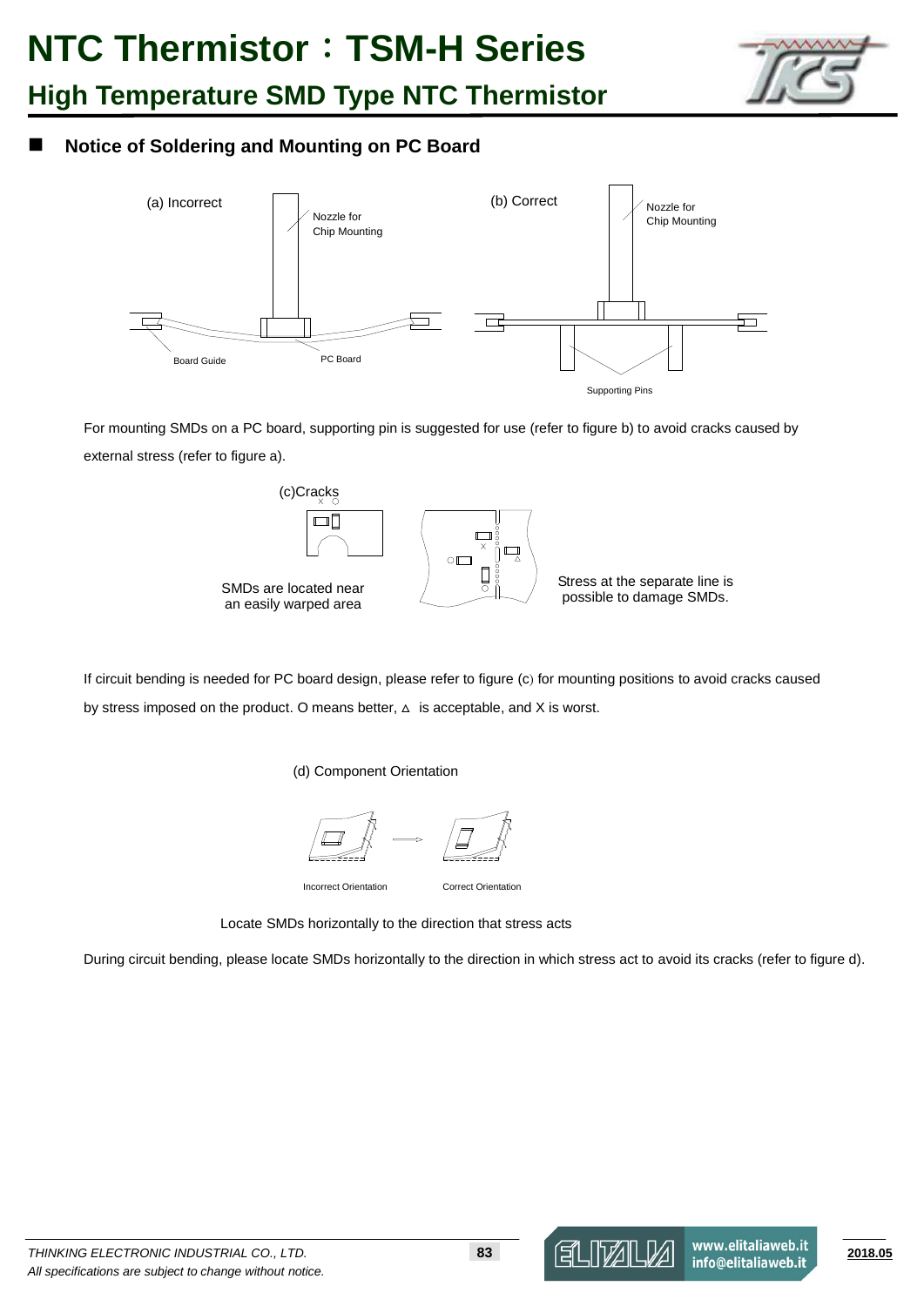# NTC Thermistor：TSM-H Series

## High Temperature SMD Type NTC Thermistor

### Notice of Soldering and Mounting on PC Board

(a) Incorrect

Nozzle for Chip Mounting

Board Guide

PC Board

(b) Correct

Nozzle for Chip Mounting

Supporting Pins

For mounting SMDs on a PC board, supporting pin is suggested for use (refer to figure b) to avoid cracks caused by external stress (refer to figure a).

(c)Cracks

SMDs are located near an easily warped area

Stress at the separate line is possible to damage SMDs.

If circuit bending is needed for PC board design, please refer to figure (c) for mounting positions to avoid cracks caused by stress imposed on the product. O means better, △ is acceptable, and X is worst.

(d) Component Orientation

Incorrect Orientation

Correct Orientation

Locate SMDs horizontally to the direction that stress acts

During circuit bending, please locate SMDs horizontally to the direction in which stress act to avoid its cracks (refer to figure d).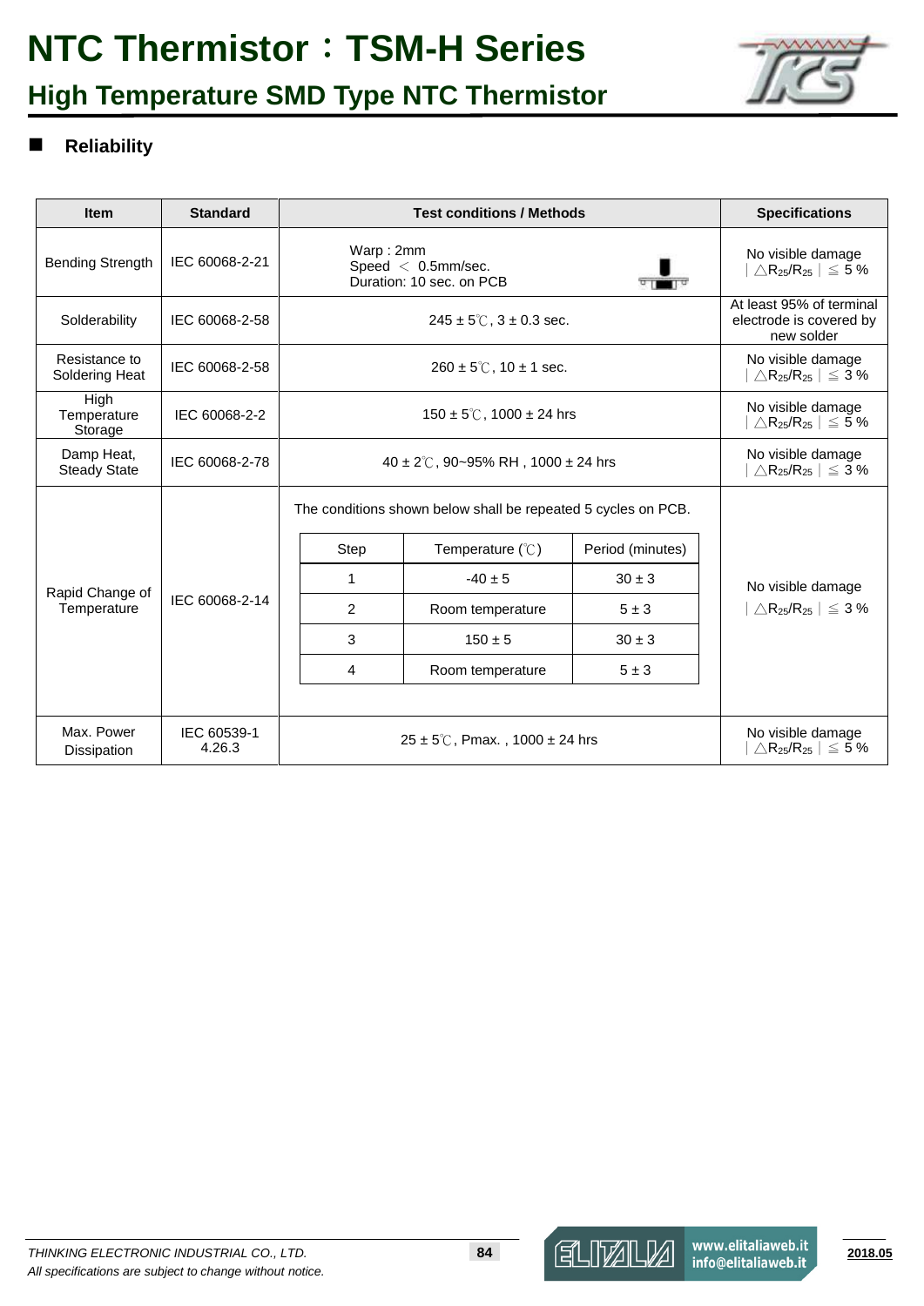# NTC Thermistor：TSM-H Series

## High Temperature SMD Type NTC Thermistor

### Reliability

| Item | Standard | Test conditions / Methods | Specifications |
|---|---|---|---|
| Bending Strength | IEC 60068-2-21 | Warp : 2mm<br>Speed ＜ 0.5mm/sec.<br>Duration: 10 sec. on PCB | No visible damage<br>$\vert\triangle R_{25}/R_{25}\vert \leq 5$ % |
| Solderability | IEC 60068-2-58 | 245 ± 5℃, 3 ± 0.3 sec. | At least 95% of terminal electrode is covered by new solder |
| Resistance to Soldering Heat | IEC 60068-2-58 | 260 ± 5℃, 10 ± 1 sec. | No visible damage<br>$\vert\triangle R_{25}/R_{25}\vert \leq 3$ % |
| High Temperature Storage | IEC 60068-2-2 | 150 ± 5℃, 1000 ± 24 hrs | No visible damage<br>$\vert\triangle R_{25}/R_{25}\vert \leq 5$ % |
| Damp Heat, Steady State | IEC 60068-2-78 | 40 ± 2℃, 90~95% RH , 1000 ± 24 hrs | No visible damage<br>$\vert\triangle R_{25}/R_{25}\vert \leq 3$ % |
| Rapid Change of Temperature | IEC 60068-2-14 | The conditions shown below shall be repeated 5 cycles on PCB.<br>Step 1: Temperature (℃) -40 ± 5, Period (minutes) 30 ± 3<br>Step 2: Temperature (℃) Room temperature, Period (minutes) 5 ± 3<br>Step 3: Temperature (℃) 150 ± 5, Period (minutes) 30 ± 3<br>Step 4: Temperature (℃) Room temperature, Period (minutes) 5 ± 3 | No visible damage<br>$\vert\triangle R_{25}/R_{25}\vert \leq 3$ % |
| Max. Power Dissipation | IEC 60539-1 4.26.3 | 25 ± 5℃, Pmax. , 1000 ± 24 hrs | No visible damage<br>$\vert\triangle R_{25}/R_{25}\vert \leq 5$ % |

Rapid Change of Temperature cycle conditions:

| Step | Temperature (℃) | Period (minutes) |
|---|---|---|
| 1 | -40 ± 5 | 30 ± 3 |
| 2 | Room temperature | 5 ± 3 |
| 3 | 150 ± 5 | 30 ± 3 |
| 4 | Room temperature | 5 ± 3 |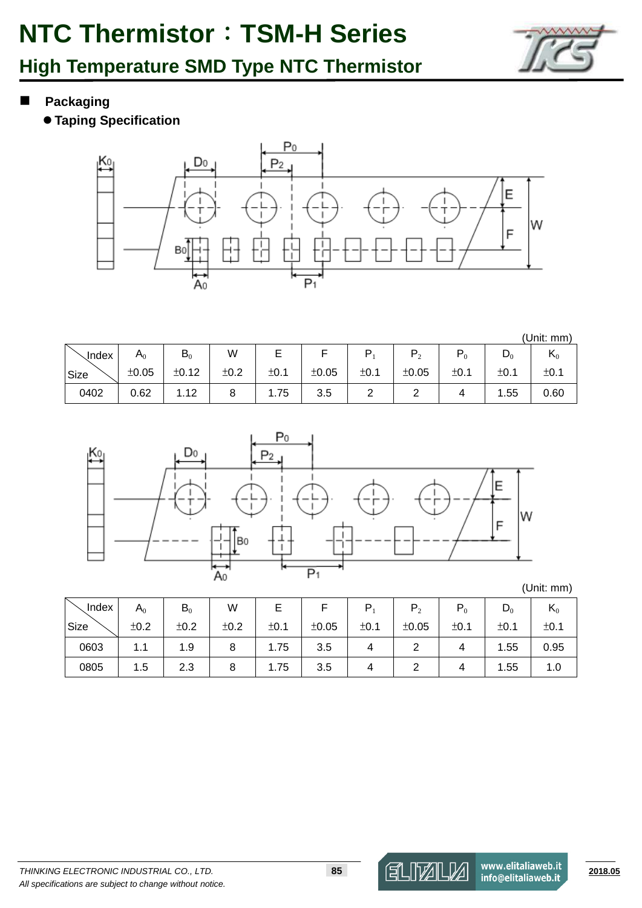# NTC Thermistor：TSM-H Series

## High Temperature SMD Type NTC Thermistor

### Packaging

- **Taping Specification**

(Unit: mm)

| Size \ Index | $A_0$ ±0.05 | $B_0$ ±0.12 | W ±0.2 | E ±0.1 | F ±0.05 | $P_1$ ±0.1 | $P_2$ ±0.05 | $P_0$ ±0.1 | $D_0$ ±0.1 | $K_0$ ±0.1 |
|---|---|---|---|---|---|---|---|---|---|---|
| 0402 | 0.62 | 1.12 | 8 | 1.75 | 3.5 | 2 | 2 | 4 | 1.55 | 0.60 |

(Unit: mm)

| Size \ Index | $A_0$ ±0.2 | $B_0$ ±0.2 | W ±0.2 | E ±0.1 | F ±0.05 | $P_1$ ±0.1 | $P_2$ ±0.05 | $P_0$ ±0.1 | $D_0$ ±0.1 | $K_0$ ±0.1 |
|---|---|---|---|---|---|---|---|---|---|---|
| 0603 | 1.1 | 1.9 | 8 | 1.75 | 3.5 | 4 | 2 | 4 | 1.55 | 0.95 |
| 0805 | 1.5 | 2.3 | 8 | 1.75 | 3.5 | 4 | 2 | 4 | 1.55 | 1.0 |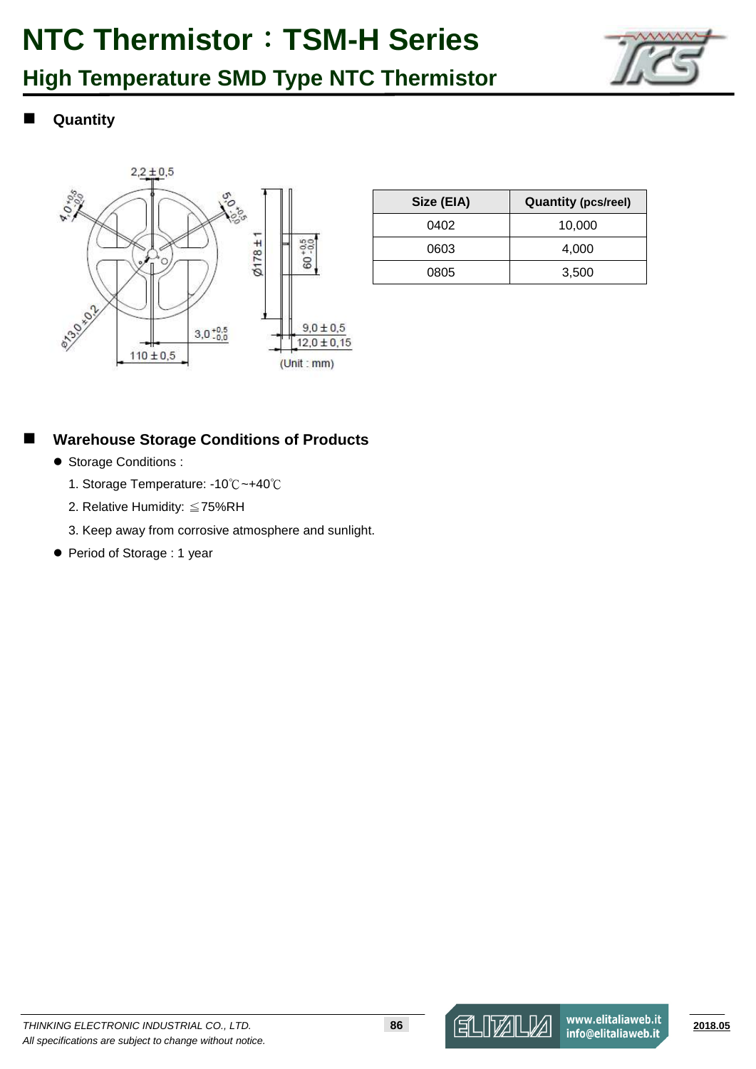# NTC Thermistor：TSM-H Series

## High Temperature SMD Type NTC Thermistor

### Quantity

2,2±0,5
4,0 +0,5 -0,0
5,0 +0,5 -0,0
Ø178±1
60 +0,5 -0,0
Ø13,0±0,2
3,0 +0,5 -0,0
110±0,5
9,0±0,5
12,0±0,15
(Unit : mm)

| Size (EIA) | Quantity (pcs/reel) |
|---|---|
| 0402 | 10,000 |
| 0603 | 4,000 |
| 0805 | 3,500 |

### Warehouse Storage Conditions of Products

- Storage Conditions :
  1. Storage Temperature: -10℃~+40℃
  2. Relative Humidity: ≦75%RH
  3. Keep away from corrosive atmosphere and sunlight.
- Period of Storage : 1 year

*THINKING ELECTRONIC INDUSTRIAL CO., LTD.*
*All specifications are subject to change without notice.*

2018.05